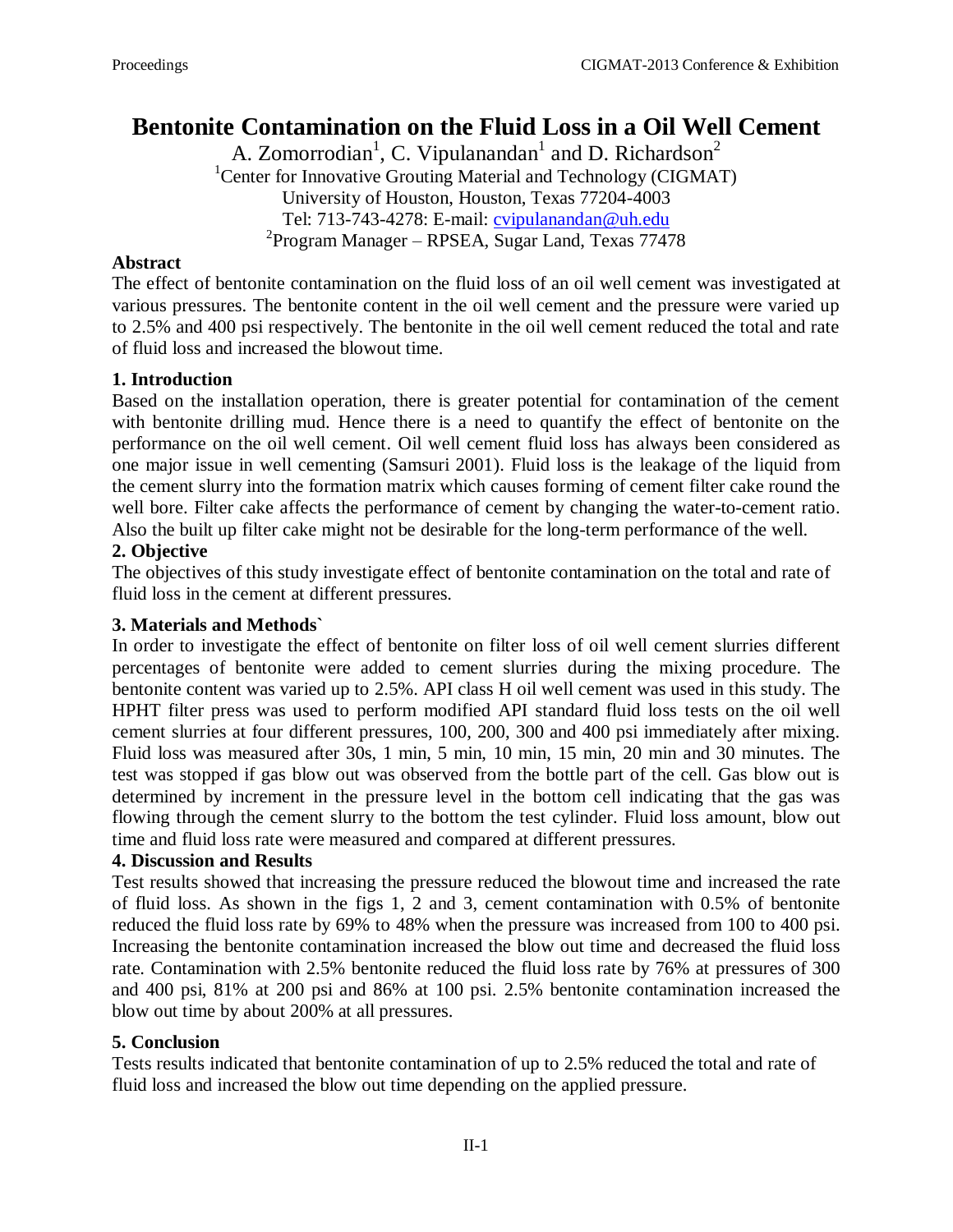# Bentonite Contamination on the Fluid Loss in a Oil Well Cement

A. Zomorrodian[1], C. Vipulanandan[1] and D. Richardson[2]

[1]Center for Innovative Grouting Material and Technology (CIGMAT)
University of Houston, Houston, Texas 77204-4003
Tel: 713-743-4278: E-mail: cvipulanandan@uh.edu

[2]Program Manager – RPSEA, Sugar Land, Texas 77478

## Abstract

The effect of bentonite contamination on the fluid loss of an oil well cement was investigated at various pressures. The bentonite content in the oil well cement and the pressure were varied up to 2.5% and 400 psi respectively. The bentonite in the oil well cement reduced the total and rate of fluid loss and increased the blowout time.

## 1. Introduction

Based on the installation operation, there is greater potential for contamination of the cement with bentonite drilling mud. Hence there is a need to quantify the effect of bentonite on the performance on the oil well cement. Oil well cement fluid loss has always been considered as one major issue in well cementing (Samsuri 2001). Fluid loss is the leakage of the liquid from the cement slurry into the formation matrix which causes forming of cement filter cake round the well bore. Filter cake affects the performance of cement by changing the water-to-cement ratio. Also the built up filter cake might not be desirable for the long-term performance of the well.

## 2. Objective

The objectives of this study investigate effect of bentonite contamination on the total and rate of fluid loss in the cement at different pressures.

## 3. Materials and Methods`

In order to investigate the effect of bentonite on filter loss of oil well cement slurries different percentages of bentonite were added to cement slurries during the mixing procedure. The bentonite content was varied up to 2.5%. API class H oil well cement was used in this study. The HPHT filter press was used to perform modified API standard fluid loss tests on the oil well cement slurries at four different pressures, 100, 200, 300 and 400 psi immediately after mixing. Fluid loss was measured after 30s, 1 min, 5 min, 10 min, 15 min, 20 min and 30 minutes. The test was stopped if gas blow out was observed from the bottle part of the cell. Gas blow out is determined by increment in the pressure level in the bottom cell indicating that the gas was flowing through the cement slurry to the bottom the test cylinder. Fluid loss amount, blow out time and fluid loss rate were measured and compared at different pressures.

## 4. Discussion and Results

Test results showed that increasing the pressure reduced the blowout time and increased the rate of fluid loss. As shown in the figs 1, 2 and 3, cement contamination with 0.5% of bentonite reduced the fluid loss rate by 69% to 48% when the pressure was increased from 100 to 400 psi. Increasing the bentonite contamination increased the blow out time and decreased the fluid loss rate. Contamination with 2.5% bentonite reduced the fluid loss rate by 76% at pressures of 300 and 400 psi, 81% at 200 psi and 86% at 100 psi. 2.5% bentonite contamination increased the blow out time by about 200% at all pressures.

## 5. Conclusion

Tests results indicated that bentonite contamination of up to 2.5% reduced the total and rate of fluid loss and increased the blow out time depending on the applied pressure.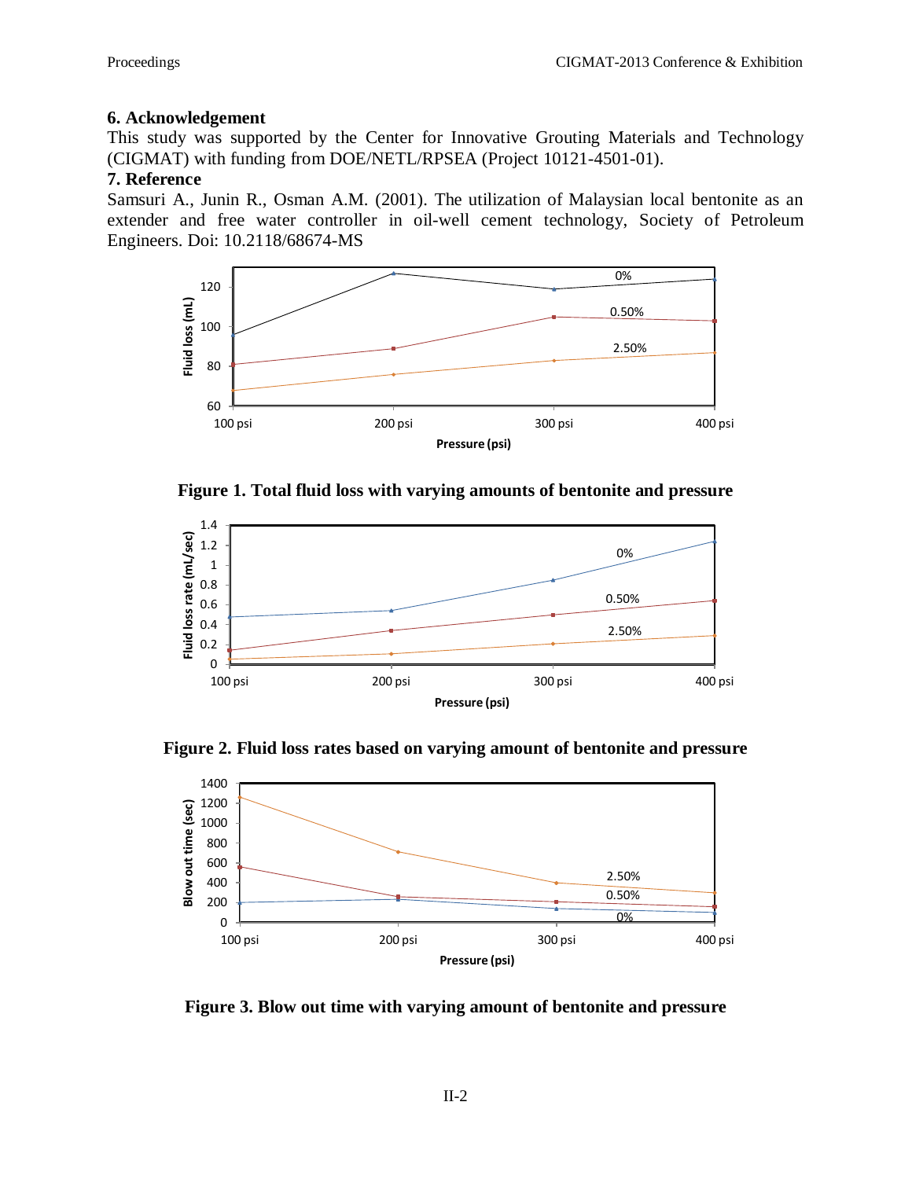## 6. Acknowledgement

This study was supported by the Center for Innovative Grouting Materials and Technology (CIGMAT) with funding from DOE/NETL/RPSEA (Project 10121-4501-01).

## 7. Reference

Samsuri A., Junin R., Osman A.M. (2001). The utilization of Malaysian local bentonite as an extender and free water controller in oil-well cement technology, Society of Petroleum Engineers. Doi: 10.2118/68674-MS

Fluid loss (mL)
120
100
80
60
0%
0.50%
2.50%
100 psi
200 psi
300 psi
400 psi
Pressure (psi)

**Figure 1. Total fluid loss with varying amounts of bentonite and pressure**

Fluid loss rate (mL/sec)
1.4
1.2
1
0.8
0.6
0.4
0.2
0
0%
0.50%
2.50%
100 psi
200 psi
300 psi
400 psi
Pressure (psi)

**Figure 2. Fluid loss rates based on varying amount of bentonite and pressure**

Blow out time (sec)
1400
1200
1000
800
600
400
200
0
2.50%
0.50%
0%
100 psi
200 psi
300 psi
400 psi
Pressure (psi)

**Figure 3. Blow out time with varying amount of bentonite and pressure**